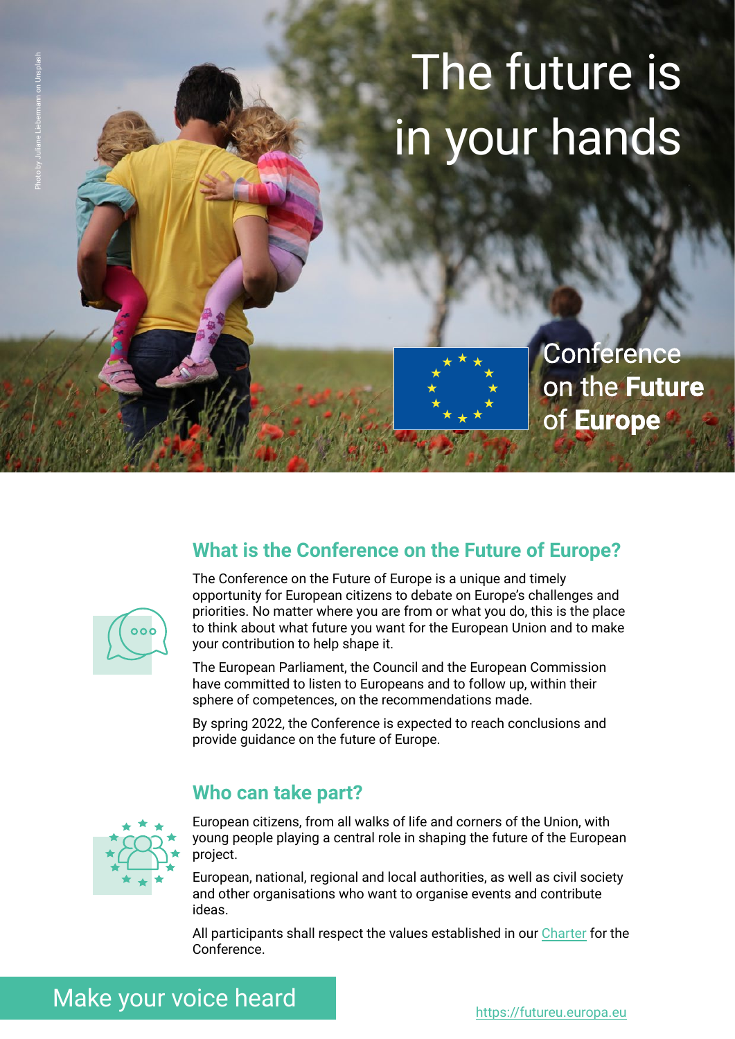Photo by Juliane Liebermann on Unsplash

# The future is in your hands

Conference on the **Future** of **Europe**

## What is the Conference on the Future of Europe?

The Conference on the Future of Europe is a unique and timely opportunity for European citizens to debate on Europe's challenges and priorities. No matter where you are from or what you do, this is the place to think about what future you want for the European Union and to make your contribution to help shape it.

The European Parliament, the Council and the European Commission have committed to listen to Europeans and to follow up, within their sphere of competences, on the recommendations made.

By spring 2022, the Conference is expected to reach conclusions and provide guidance on the future of Europe.

## Who can take part?

European citizens, from all walks of life and corners of the Union, with young people playing a central role in shaping the future of the European project.

European, national, regional and local authorities, as well as civil society and other organisations who want to organise events and contribute ideas.

All participants shall respect the values established in our Charter for the Conference.

Make your voice heard

https://futureu.europa.eu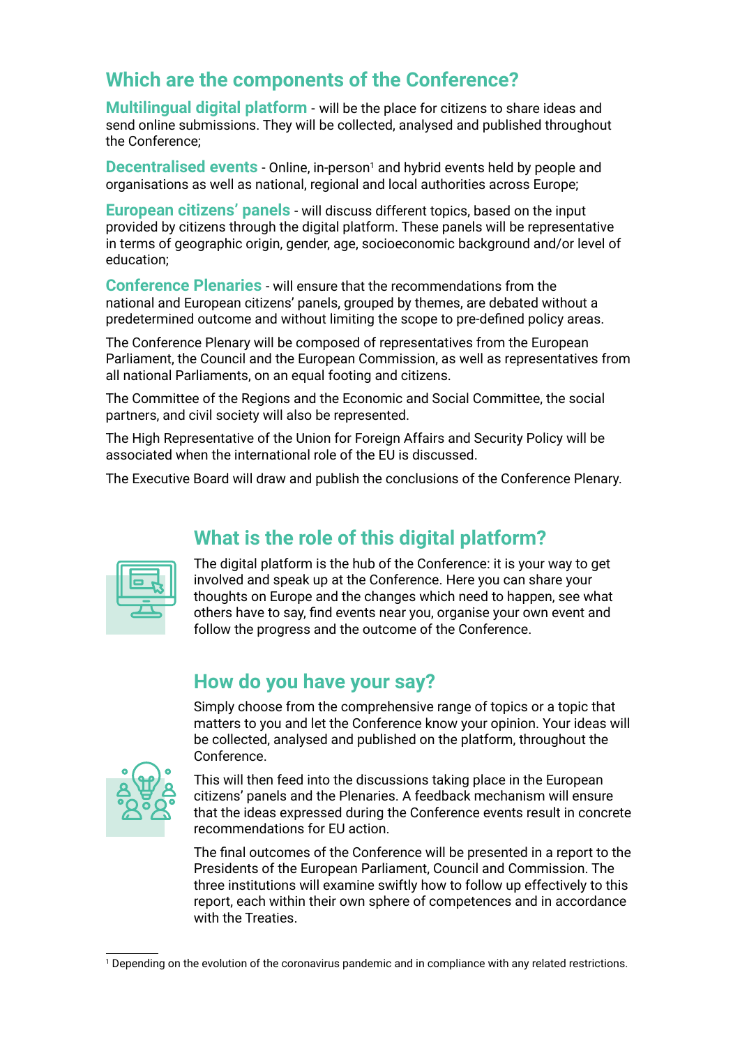## Which are the components of the Conference?

**Multilingual digital platform** - will be the place for citizens to share ideas and send online submissions. They will be collected, analysed and published throughout the Conference;

**Decentralised events** - Online, in-person[1] and hybrid events held by people and organisations as well as national, regional and local authorities across Europe;

**European citizens' panels** - will discuss different topics, based on the input provided by citizens through the digital platform. These panels will be representative in terms of geographic origin, gender, age, socioeconomic background and/or level of education;

**Conference Plenaries** - will ensure that the recommendations from the national and European citizens' panels, grouped by themes, are debated without a predetermined outcome and without limiting the scope to pre-defined policy areas.

The Conference Plenary will be composed of representatives from the European Parliament, the Council and the European Commission, as well as representatives from all national Parliaments, on an equal footing and citizens.

The Committee of the Regions and the Economic and Social Committee, the social partners, and civil society will also be represented.

The High Representative of the Union for Foreign Affairs and Security Policy will be associated when the international role of the EU is discussed.

The Executive Board will draw and publish the conclusions of the Conference Plenary.

## What is the role of this digital platform?

The digital platform is the hub of the Conference: it is your way to get involved and speak up at the Conference. Here you can share your thoughts on Europe and the changes which need to happen, see what others have to say, find events near you, organise your own event and follow the progress and the outcome of the Conference.

## How do you have your say?

Simply choose from the comprehensive range of topics or a topic that matters to you and let the Conference know your opinion. Your ideas will be collected, analysed and published on the platform, throughout the Conference.

This will then feed into the discussions taking place in the European citizens' panels and the Plenaries. A feedback mechanism will ensure that the ideas expressed during the Conference events result in concrete recommendations for EU action.

The final outcomes of the Conference will be presented in a report to the Presidents of the European Parliament, Council and Commission. The three institutions will examine swiftly how to follow up effectively to this report, each within their own sphere of competences and in accordance with the Treaties.

---

[1] Depending on the evolution of the coronavirus pandemic and in compliance with any related restrictions.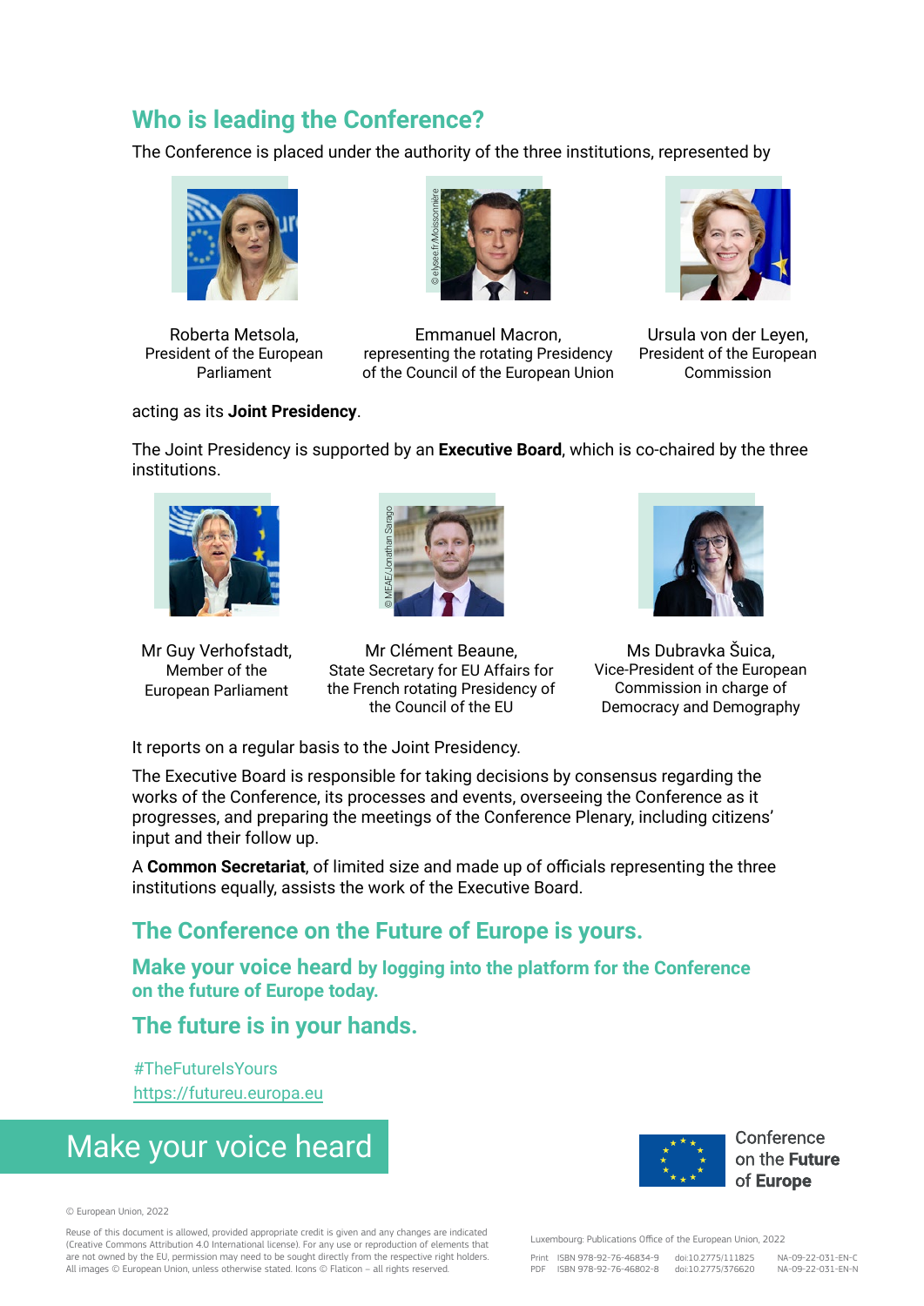## Who is leading the Conference?

The Conference is placed under the authority of the three institutions, represented by

Roberta Metsola,
President of the European Parliament

© elysee.fr/Moissonnière

Emmanuel Macron,
representing the rotating Presidency of the Council of the European Union

Ursula von der Leyen,
President of the European Commission

acting as its **Joint Presidency**.

The Joint Presidency is supported by an **Executive Board**, which is co-chaired by the three institutions.

Mr Guy Verhofstadt,
Member of the European Parliament

© MEAE/Jonathan Sarago

Mr Clément Beaune,
State Secretary for EU Affairs for the French rotating Presidency of the Council of the EU

Ms Dubravka Šuica,
Vice-President of the European Commission in charge of Democracy and Demography

It reports on a regular basis to the Joint Presidency.

The Executive Board is responsible for taking decisions by consensus regarding the works of the Conference, its processes and events, overseeing the Conference as it progresses, and preparing the meetings of the Conference Plenary, including citizens' input and their follow up.

A **Common Secretariat**, of limited size and made up of officials representing the three institutions equally, assists the work of the Executive Board.

## The Conference on the Future of Europe is yours.

### Make your voice heard by logging into the platform for the Conference on the future of Europe today.

## The future is in your hands.

#TheFutureIsYours
https://futureu.europa.eu

# Make your voice heard

Conference on the **Future** of **Europe**

© European Union, 2022

Reuse of this document is allowed, provided appropriate credit is given and any changes are indicated (Creative Commons Attribution 4.0 International license). For any use or reproduction of elements that are not owned by the EU, permission may need to be sought directly from the respective right holders. All images © European Union, unless otherwise stated. Icons © Flaticon – all rights reserved.

Luxembourg: Publications Office of the European Union, 2022

| | | | |
|---|---|---|---|
| Print | ISBN 978-92-76-46834-9 | doi:10.2775/111825 | NA-09-22-031-EN-C |
| PDF | ISBN 978-92-76-46802-8 | doi:10.2775/376620 | NA-09-22-031-EN-N |